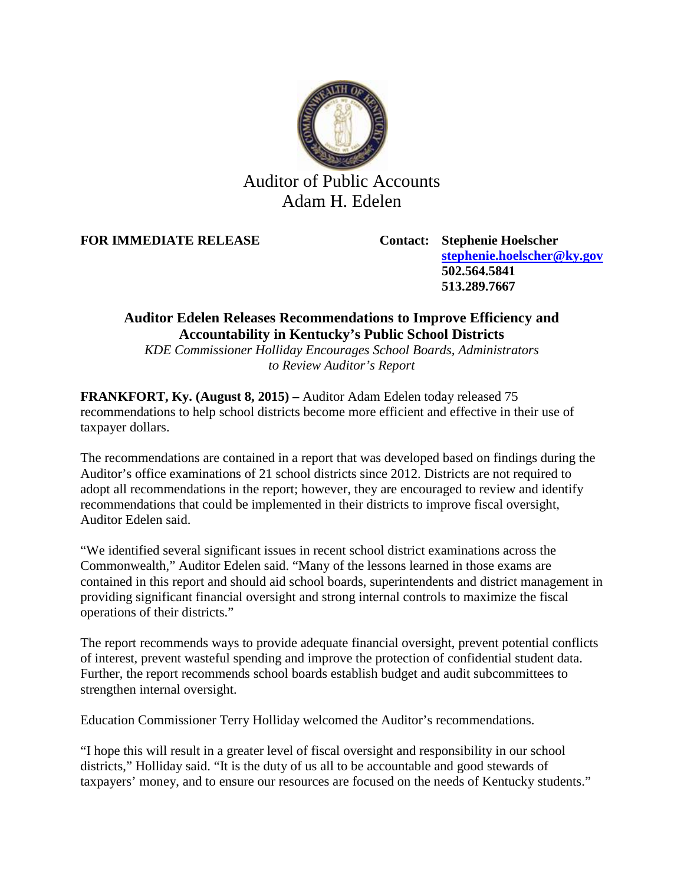Auditor of Public Accounts
Adam H. Edelen

**FOR IMMEDIATE RELEASE**

**Contact: Stephenie Hoelscher**
**[stephenie.hoelscher@ky.gov](mailto:stephenie.hoelscher@ky.gov)**
**502.564.5841**
**513.289.7667**

## Auditor Edelen Releases Recommendations to Improve Efficiency and Accountability in Kentucky's Public School Districts

*KDE Commissioner Holliday Encourages School Boards, Administrators to Review Auditor's Report*

**FRANKFORT, Ky. (August 8, 2015) –** Auditor Adam Edelen today released 75 recommendations to help school districts become more efficient and effective in their use of taxpayer dollars.

The recommendations are contained in a report that was developed based on findings during the Auditor's office examinations of 21 school districts since 2012. Districts are not required to adopt all recommendations in the report; however, they are encouraged to review and identify recommendations that could be implemented in their districts to improve fiscal oversight, Auditor Edelen said.

"We identified several significant issues in recent school district examinations across the Commonwealth," Auditor Edelen said. "Many of the lessons learned in those exams are contained in this report and should aid school boards, superintendents and district management in providing significant financial oversight and strong internal controls to maximize the fiscal operations of their districts."

The report recommends ways to provide adequate financial oversight, prevent potential conflicts of interest, prevent wasteful spending and improve the protection of confidential student data. Further, the report recommends school boards establish budget and audit subcommittees to strengthen internal oversight.

Education Commissioner Terry Holliday welcomed the Auditor's recommendations.

"I hope this will result in a greater level of fiscal oversight and responsibility in our school districts," Holliday said. "It is the duty of us all to be accountable and good stewards of taxpayers' money, and to ensure our resources are focused on the needs of Kentucky students."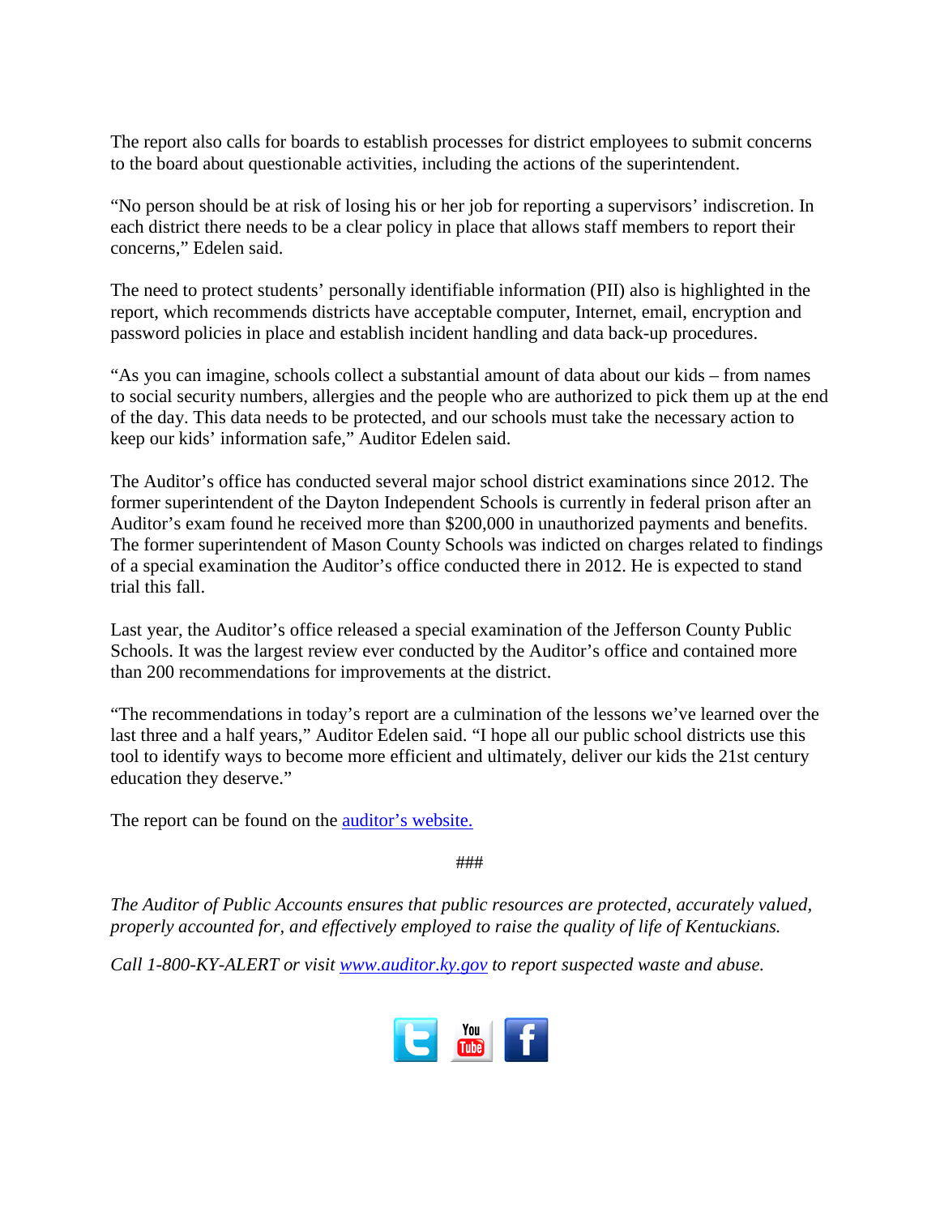The report also calls for boards to establish processes for district employees to submit concerns to the board about questionable activities, including the actions of the superintendent.

"No person should be at risk of losing his or her job for reporting a supervisors' indiscretion. In each district there needs to be a clear policy in place that allows staff members to report their concerns," Edelen said.

The need to protect students' personally identifiable information (PII) also is highlighted in the report, which recommends districts have acceptable computer, Internet, email, encryption and password policies in place and establish incident handling and data back-up procedures.

"As you can imagine, schools collect a substantial amount of data about our kids – from names to social security numbers, allergies and the people who are authorized to pick them up at the end of the day. This data needs to be protected, and our schools must take the necessary action to keep our kids' information safe," Auditor Edelen said.

The Auditor's office has conducted several major school district examinations since 2012. The former superintendent of the Dayton Independent Schools is currently in federal prison after an Auditor's exam found he received more than $200,000 in unauthorized payments and benefits. The former superintendent of Mason County Schools was indicted on charges related to findings of a special examination the Auditor's office conducted there in 2012. He is expected to stand trial this fall.

Last year, the Auditor's office released a special examination of the Jefferson County Public Schools. It was the largest review ever conducted by the Auditor's office and contained more than 200 recommendations for improvements at the district.

"The recommendations in today's report are a culmination of the lessons we've learned over the last three and a half years," Auditor Edelen said. "I hope all our public school districts use this tool to identify ways to become more efficient and ultimately, deliver our kids the 21st century education they deserve."

The report can be found on the auditor's website.

###

*The Auditor of Public Accounts ensures that public resources are protected, accurately valued, properly accounted for, and effectively employed to raise the quality of life of Kentuckians.*

*Call 1-800-KY-ALERT or visit www.auditor.ky.gov to report suspected waste and abuse.*